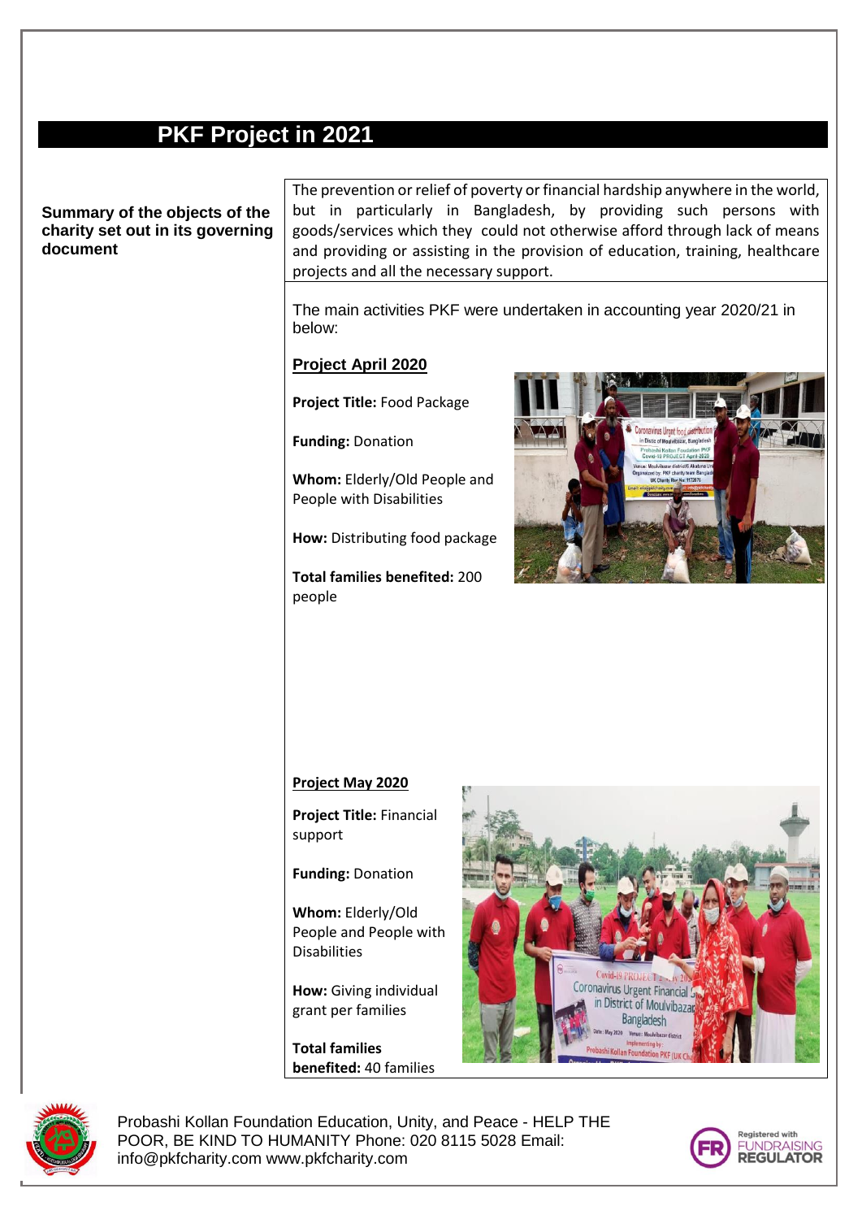# PKF Project in 2021

| Summary of the objects of the charity set out in its governing document | The prevention or relief of poverty or financial hardship anywhere in the world, but in particularly in Bangladesh, by providing such persons with goods/services which they could not otherwise afford through lack of means and providing or assisting in the provision of education, training, healthcare projects and all the necessary support. |
|---|---|

The main activities PKF were undertaken in accounting year 2020/21 in below:

## Project April 2020

**Project Title:** Food Package

**Funding:** Donation

**Whom:** Elderly/Old People and People with Disabilities

**How:** Distributing food package

**Total families benefited:** 200 people

## Project May 2020

**Project Title:** Financial support

**Funding:** Donation

**Whom:** Elderly/Old People and People with Disabilities

**How:** Giving individual grant per families

**Total families benefited:** 40 families

Probashi Kollan Foundation Education, Unity, and Peace - HELP THE POOR, BE KIND TO HUMANITY Phone: 020 8115 5028 Email: info@pkfcharity.com www.pkfcharity.com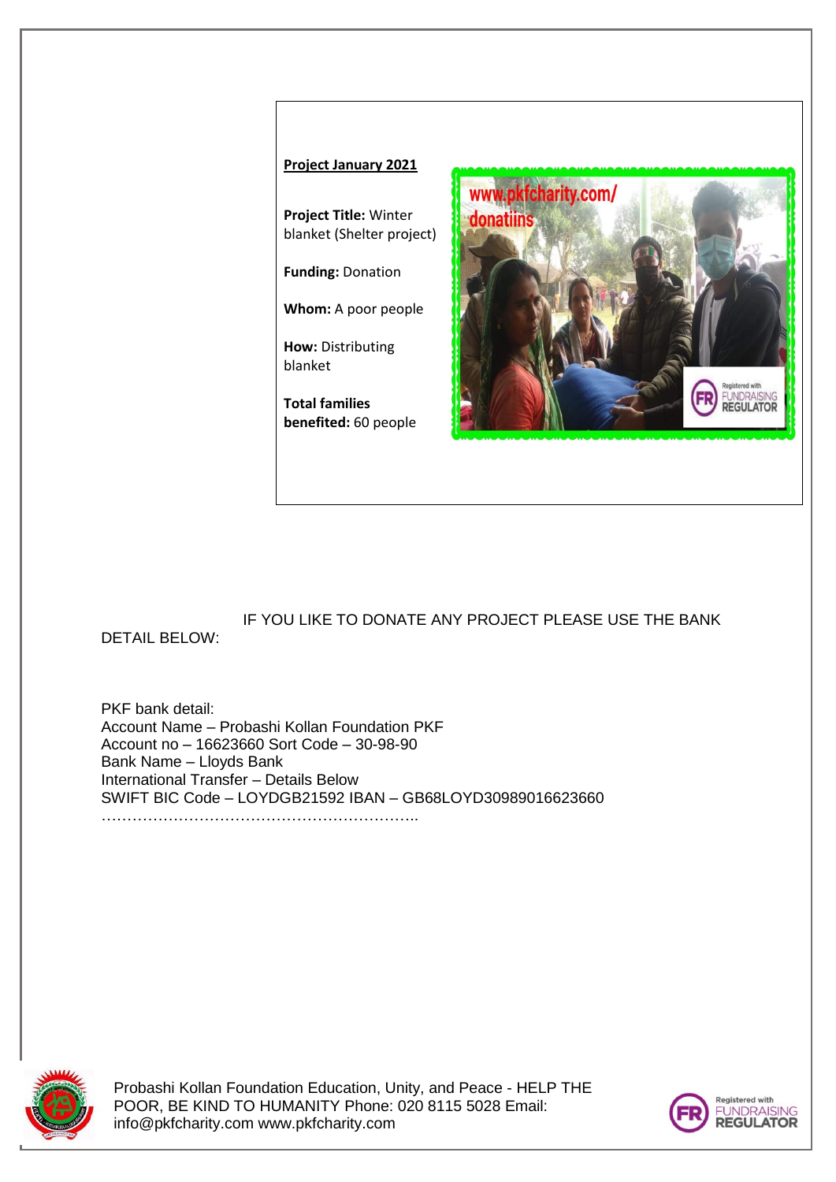**Project January 2021**

**Project Title:** Winter blanket (Shelter project)

**Funding:** Donation

**Whom:** A poor people

**How:** Distributing blanket

**Total families benefited:** 60 people

IF YOU LIKE TO DONATE ANY PROJECT PLEASE USE THE BANK DETAIL BELOW:

PKF bank detail:
Account Name – Probashi Kollan Foundation PKF
Account no – 16623660 Sort Code – 30-98-90
Bank Name – Lloyds Bank
International Transfer – Details Below
SWIFT BIC Code – LOYDGB21592 IBAN – GB68LOYD30989016623660
……………………………………………………..

Probashi Kollan Foundation Education, Unity, and Peace - HELP THE POOR, BE KIND TO HUMANITY Phone: 020 8115 5028 Email: info@pkfcharity.com www.pkfcharity.com